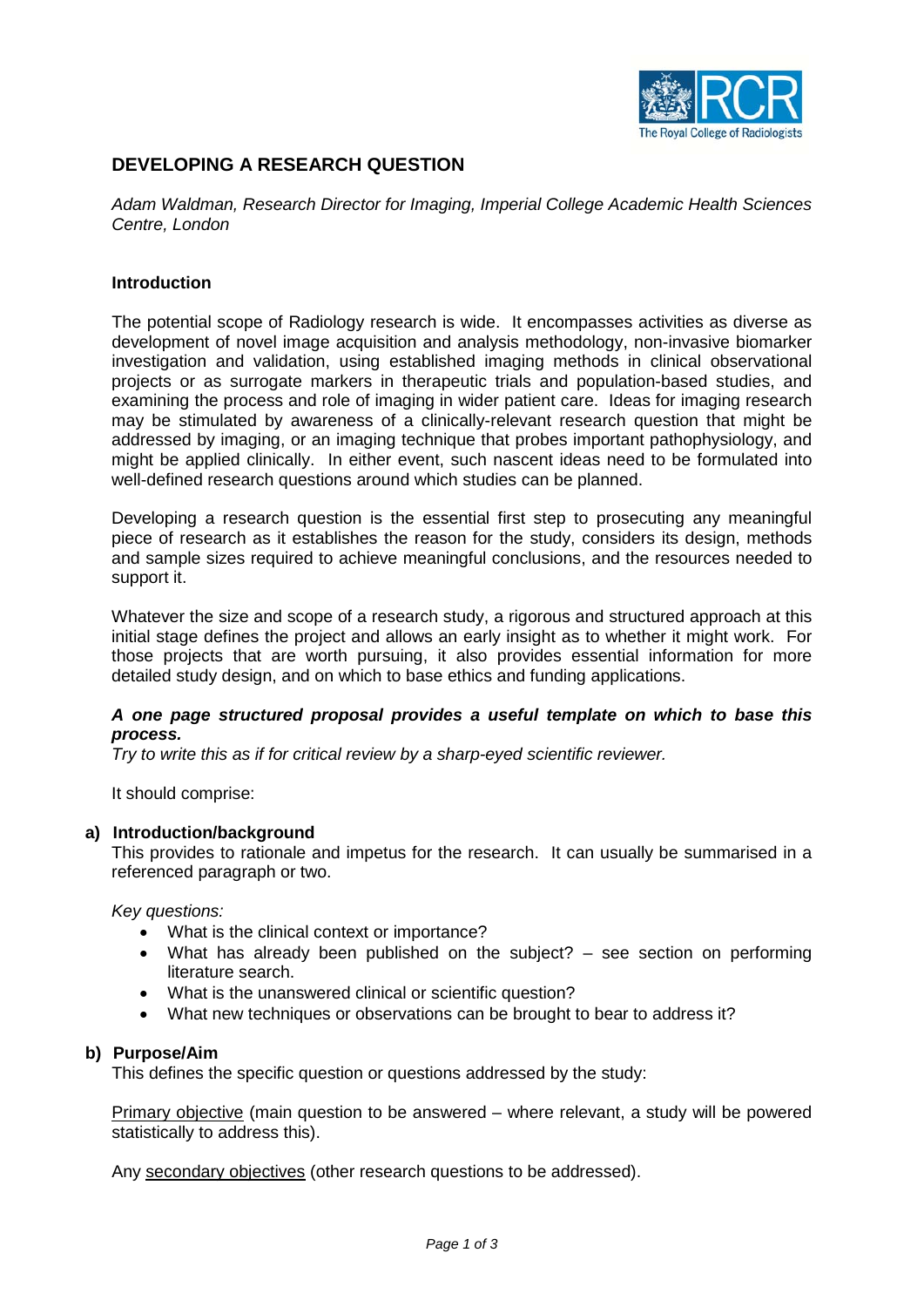# DEVELOPING A RESEARCH QUESTION

*Adam Waldman, Research Director for Imaging, Imperial College Academic Health Sciences Centre, London*

## Introduction

The potential scope of Radiology research is wide. It encompasses activities as diverse as development of novel image acquisition and analysis methodology, non-invasive biomarker investigation and validation, using established imaging methods in clinical observational projects or as surrogate markers in therapeutic trials and population-based studies, and examining the process and role of imaging in wider patient care. Ideas for imaging research may be stimulated by awareness of a clinically-relevant research question that might be addressed by imaging, or an imaging technique that probes important pathophysiology, and might be applied clinically. In either event, such nascent ideas need to be formulated into well-defined research questions around which studies can be planned.

Developing a research question is the essential first step to prosecuting any meaningful piece of research as it establishes the reason for the study, considers its design, methods and sample sizes required to achieve meaningful conclusions, and the resources needed to support it.

Whatever the size and scope of a research study, a rigorous and structured approach at this initial stage defines the project and allows an early insight as to whether it might work. For those projects that are worth pursuing, it also provides essential information for more detailed study design, and on which to base ethics and funding applications.

***A one page structured proposal provides a useful template on which to base this process.***
*Try to write this as if for critical review by a sharp-eyed scientific reviewer.*

It should comprise:

### a) Introduction/background

This provides to rationale and impetus for the research. It can usually be summarised in a referenced paragraph or two.

*Key questions:*

- What is the clinical context or importance?
- What has already been published on the subject? – see section on performing literature search.
- What is the unanswered clinical or scientific question?
- What new techniques or observations can be brought to bear to address it?

### b) Purpose/Aim

This defines the specific question or questions addressed by the study:

Primary objective (main question to be answered – where relevant, a study will be powered statistically to address this).

Any secondary objectives (other research questions to be addressed).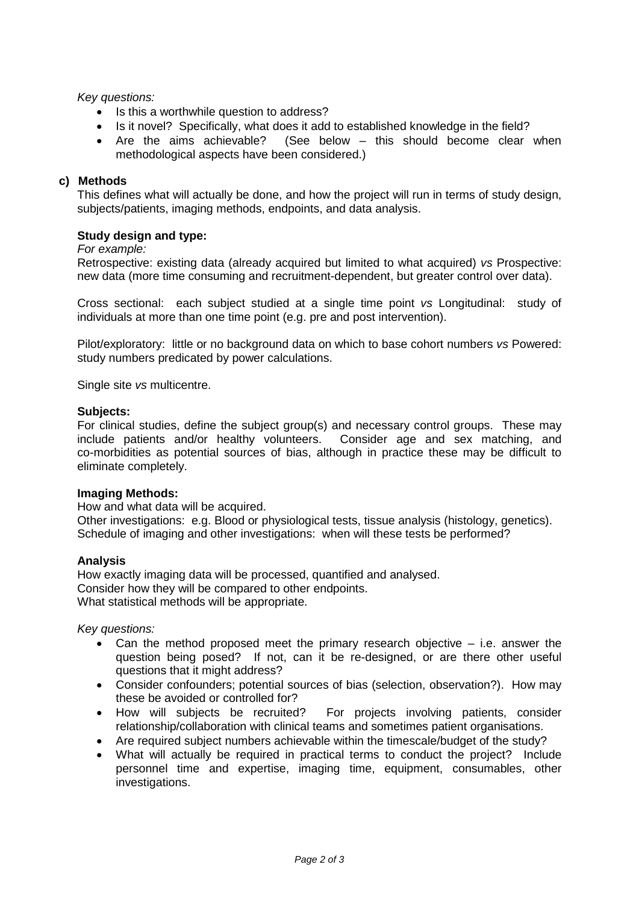*Key questions:*

- Is this a worthwhile question to address?
- Is it novel? Specifically, what does it add to established knowledge in the field?
- Are the aims achievable? (See below – this should become clear when methodological aspects have been considered.)

**c) Methods**

This defines what will actually be done, and how the project will run in terms of study design, subjects/patients, imaging methods, endpoints, and data analysis.

**Study design and type:**

*For example:*

Retrospective: existing data (already acquired but limited to what acquired) *vs* Prospective: new data (more time consuming and recruitment-dependent, but greater control over data).

Cross sectional: each subject studied at a single time point *vs* Longitudinal: study of individuals at more than one time point (e.g. pre and post intervention).

Pilot/exploratory: little or no background data on which to base cohort numbers *vs* Powered: study numbers predicated by power calculations.

Single site *vs* multicentre.

**Subjects:**

For clinical studies, define the subject group(s) and necessary control groups. These may include patients and/or healthy volunteers. Consider age and sex matching, and co-morbidities as potential sources of bias, although in practice these may be difficult to eliminate completely.

**Imaging Methods:**

How and what data will be acquired.
Other investigations: e.g. Blood or physiological tests, tissue analysis (histology, genetics).
Schedule of imaging and other investigations: when will these tests be performed?

**Analysis**

How exactly imaging data will be processed, quantified and analysed.
Consider how they will be compared to other endpoints.
What statistical methods will be appropriate.

*Key questions:*

- Can the method proposed meet the primary research objective – i.e. answer the question being posed? If not, can it be re-designed, or are there other useful questions that it might address?
- Consider confounders; potential sources of bias (selection, observation?). How may these be avoided or controlled for?
- How will subjects be recruited? For projects involving patients, consider relationship/collaboration with clinical teams and sometimes patient organisations.
- Are required subject numbers achievable within the timescale/budget of the study?
- What will actually be required in practical terms to conduct the project? Include personnel time and expertise, imaging time, equipment, consumables, other investigations.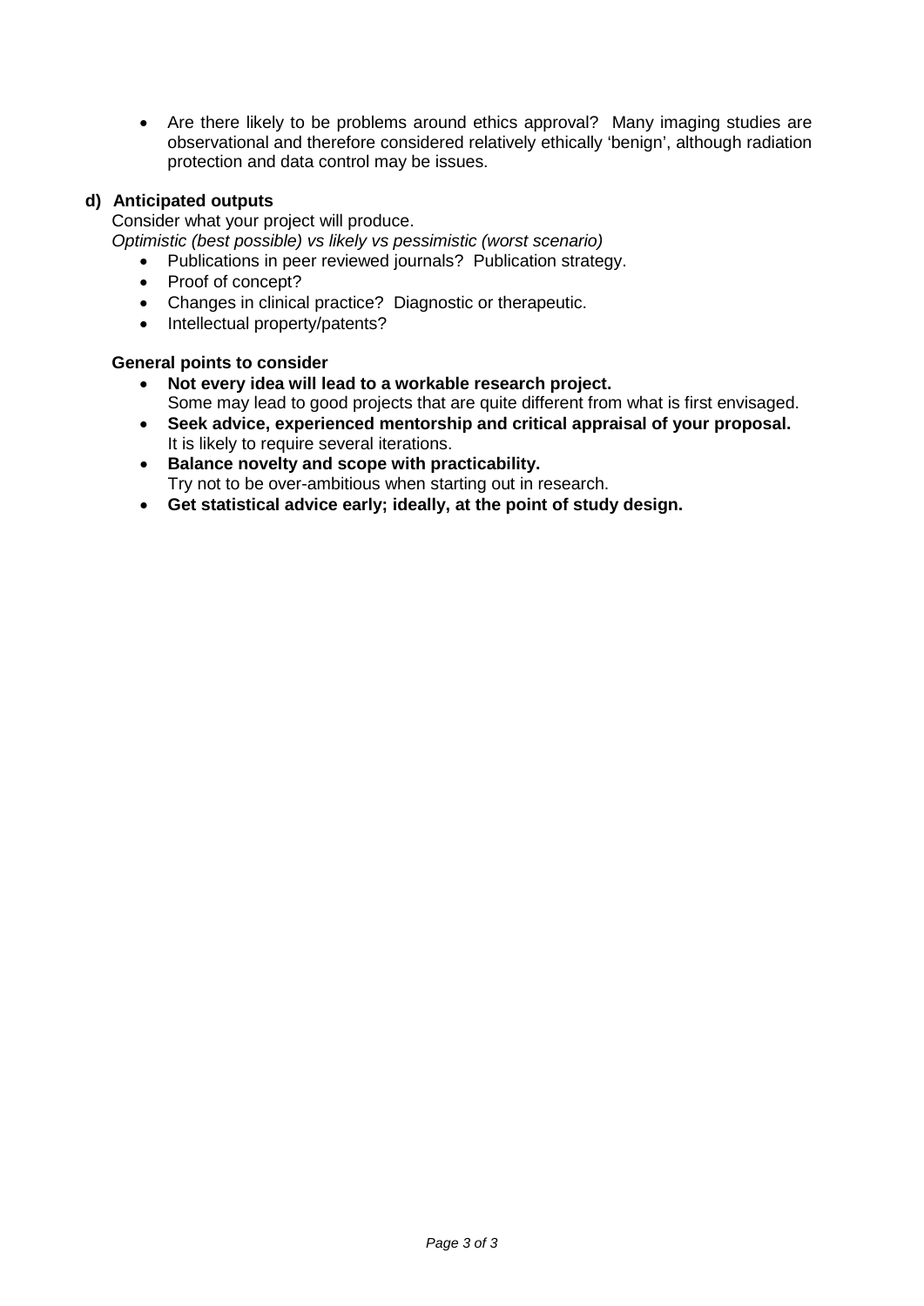- Are there likely to be problems around ethics approval? Many imaging studies are observational and therefore considered relatively ethically 'benign', although radiation protection and data control may be issues.

### d) Anticipated outputs

Consider what your project will produce.
*Optimistic (best possible) vs likely vs pessimistic (worst scenario)*

- Publications in peer reviewed journals? Publication strategy.
- Proof of concept?
- Changes in clinical practice? Diagnostic or therapeutic.
- Intellectual property/patents?

**General points to consider**

- **Not every idea will lead to a workable research project.**
  Some may lead to good projects that are quite different from what is first envisaged.
- **Seek advice, experienced mentorship and critical appraisal of your proposal.**
  It is likely to require several iterations.
- **Balance novelty and scope with practicability.**
  Try not to be over-ambitious when starting out in research.
- **Get statistical advice early; ideally, at the point of study design.**